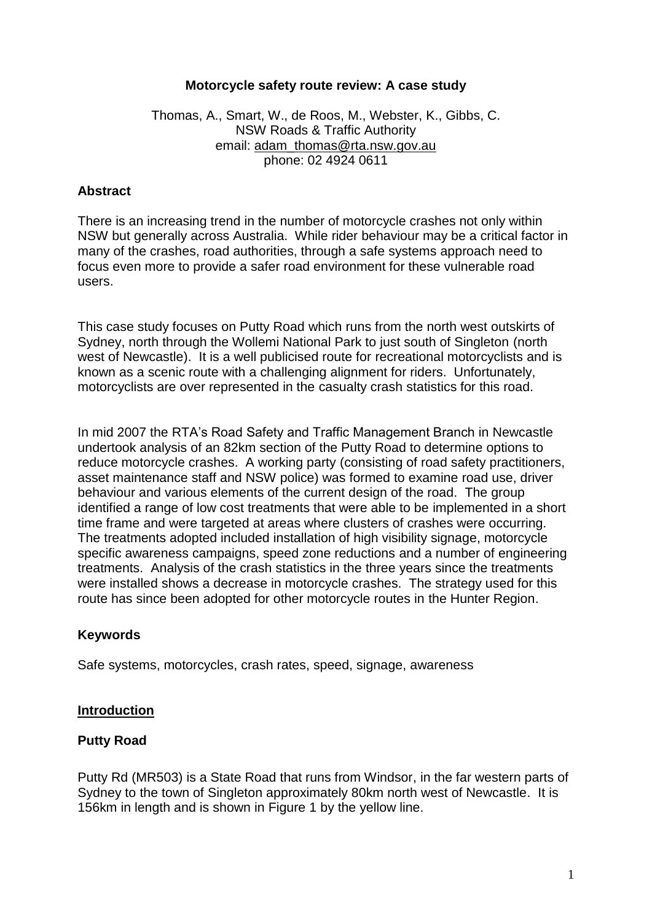# Motorcycle safety route review: A case study

Thomas, A., Smart, W., de Roos, M., Webster, K., Gibbs, C.
NSW Roads & Traffic Authority
email: adam_thomas@rta.nsw.gov.au
phone: 02 4924 0611

## Abstract

There is an increasing trend in the number of motorcycle crashes not only within NSW but generally across Australia. While rider behaviour may be a critical factor in many of the crashes, road authorities, through a safe systems approach need to focus even more to provide a safer road environment for these vulnerable road users.

This case study focuses on Putty Road which runs from the north west outskirts of Sydney, north through the Wollemi National Park to just south of Singleton (north west of Newcastle). It is a well publicised route for recreational motorcyclists and is known as a scenic route with a challenging alignment for riders. Unfortunately, motorcyclists are over represented in the casualty crash statistics for this road.

In mid 2007 the RTA's Road Safety and Traffic Management Branch in Newcastle undertook analysis of an 82km section of the Putty Road to determine options to reduce motorcycle crashes. A working party (consisting of road safety practitioners, asset maintenance staff and NSW police) was formed to examine road use, driver behaviour and various elements of the current design of the road. The group identified a range of low cost treatments that were able to be implemented in a short time frame and were targeted at areas where clusters of crashes were occurring. The treatments adopted included installation of high visibility signage, motorcycle specific awareness campaigns, speed zone reductions and a number of engineering treatments. Analysis of the crash statistics in the three years since the treatments were installed shows a decrease in motorcycle crashes. The strategy used for this route has since been adopted for other motorcycle routes in the Hunter Region.

## Keywords

Safe systems, motorcycles, crash rates, speed, signage, awareness

## Introduction

### Putty Road

Putty Rd (MR503) is a State Road that runs from Windsor, in the far western parts of Sydney to the town of Singleton approximately 80km north west of Newcastle. It is 156km in length and is shown in Figure 1 by the yellow line.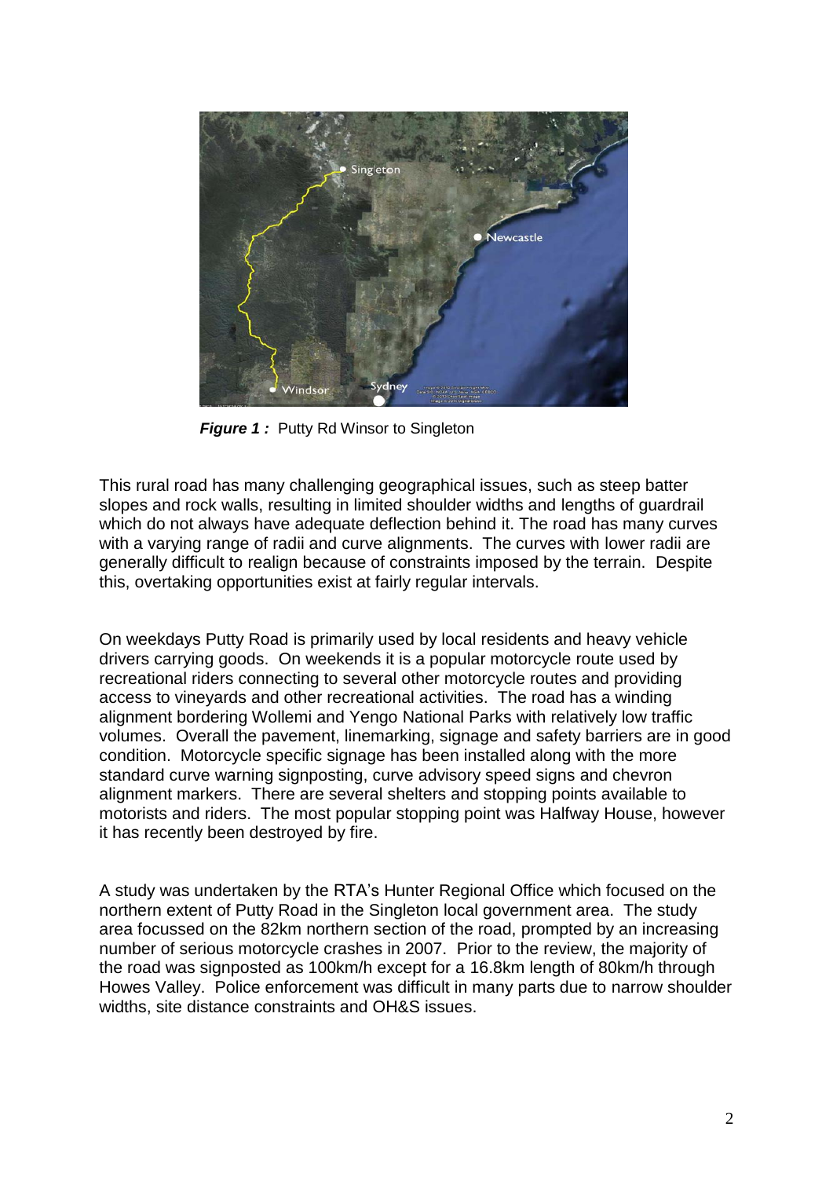***Figure 1 :*** Putty Rd Winsor to Singleton

This rural road has many challenging geographical issues, such as steep batter slopes and rock walls, resulting in limited shoulder widths and lengths of guardrail which do not always have adequate deflection behind it. The road has many curves with a varying range of radii and curve alignments. The curves with lower radii are generally difficult to realign because of constraints imposed by the terrain. Despite this, overtaking opportunities exist at fairly regular intervals.

On weekdays Putty Road is primarily used by local residents and heavy vehicle drivers carrying goods. On weekends it is a popular motorcycle route used by recreational riders connecting to several other motorcycle routes and providing access to vineyards and other recreational activities. The road has a winding alignment bordering Wollemi and Yengo National Parks with relatively low traffic volumes. Overall the pavement, linemarking, signage and safety barriers are in good condition. Motorcycle specific signage has been installed along with the more standard curve warning signposting, curve advisory speed signs and chevron alignment markers. There are several shelters and stopping points available to motorists and riders. The most popular stopping point was Halfway House, however it has recently been destroyed by fire.

A study was undertaken by the RTA's Hunter Regional Office which focused on the northern extent of Putty Road in the Singleton local government area. The study area focussed on the 82km northern section of the road, prompted by an increasing number of serious motorcycle crashes in 2007. Prior to the review, the majority of the road was signposted as 100km/h except for a 16.8km length of 80km/h through Howes Valley. Police enforcement was difficult in many parts due to narrow shoulder widths, site distance constraints and OH&S issues.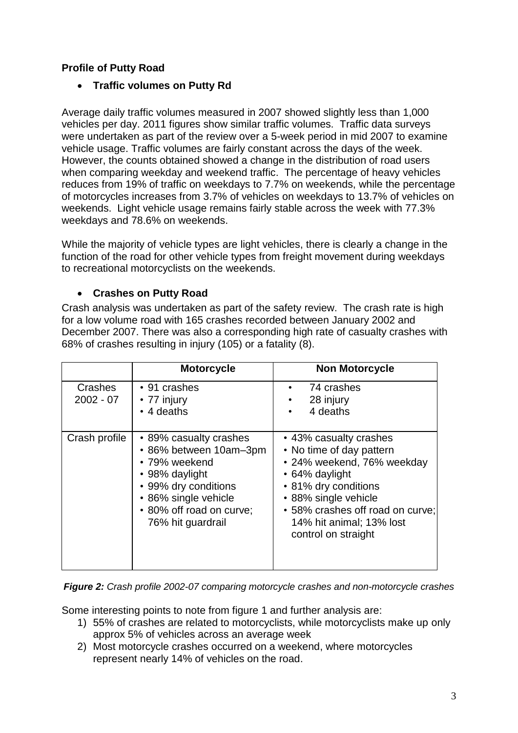**Profile of Putty Road**

- **Traffic volumes on Putty Rd**

Average daily traffic volumes measured in 2007 showed slightly less than 1,000 vehicles per day. 2011 figures show similar traffic volumes. Traffic data surveys were undertaken as part of the review over a 5-week period in mid 2007 to examine vehicle usage. Traffic volumes are fairly constant across the days of the week. However, the counts obtained showed a change in the distribution of road users when comparing weekday and weekend traffic. The percentage of heavy vehicles reduces from 19% of traffic on weekdays to 7.7% on weekends, while the percentage of motorcycles increases from 3.7% of vehicles on weekdays to 13.7% of vehicles on weekends. Light vehicle usage remains fairly stable across the week with 77.3% weekdays and 78.6% on weekends.

While the majority of vehicle types are light vehicles, there is clearly a change in the function of the road for other vehicle types from freight movement during weekdays to recreational motorcyclists on the weekends.

- **Crashes on Putty Road**

Crash analysis was undertaken as part of the safety review. The crash rate is high for a low volume road with 165 crashes recorded between January 2002 and December 2007. There was also a corresponding high rate of casualty crashes with 68% of crashes resulting in injury (105) or a fatality (8).

| | Motorcycle | Non Motorcycle |
|---|---|---|
| Crashes 2002 - 07 | • 91 crashes<br>• 77 injury<br>• 4 deaths | • 74 crashes<br>• 28 injury<br>• 4 deaths |
| Crash profile | • 89% casualty crashes<br>• 86% between 10am–3pm<br>• 79% weekend<br>• 98% daylight<br>• 99% dry conditions<br>• 86% single vehicle<br>• 80% off road on curve; 76% hit guardrail | • 43% casualty crashes<br>• No time of day pattern<br>• 24% weekend, 76% weekday<br>• 64% daylight<br>• 81% dry conditions<br>• 88% single vehicle<br>• 58% crashes off road on curve; 14% hit animal; 13% lost control on straight |

***Figure 2:*** *Crash profile 2002-07 comparing motorcycle crashes and non-motorcycle crashes*

Some interesting points to note from figure 1 and further analysis are:

1) 55% of crashes are related to motorcyclists, while motorcyclists make up only approx 5% of vehicles across an average week
2) Most motorcycle crashes occurred on a weekend, where motorcycles represent nearly 14% of vehicles on the road.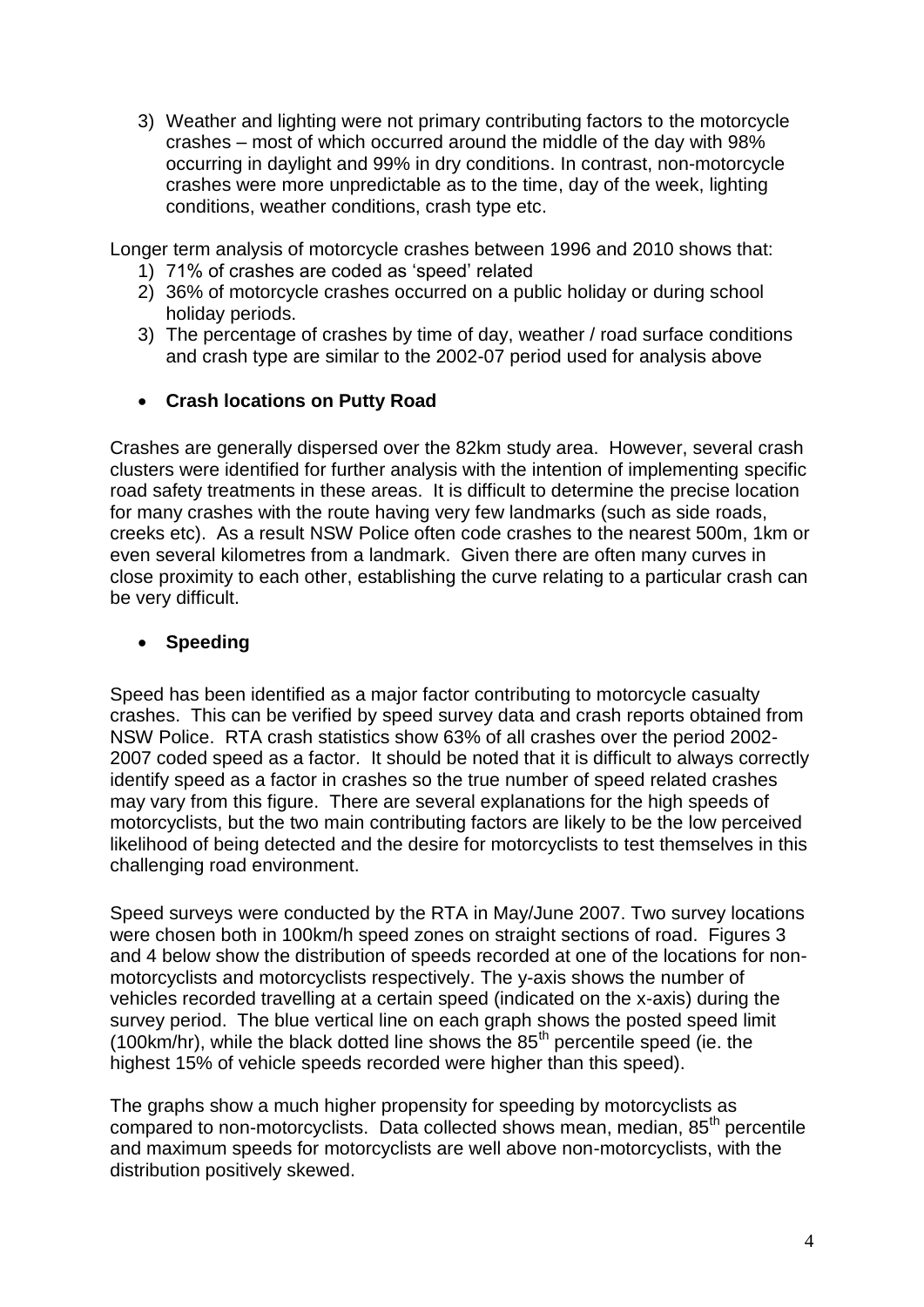3) Weather and lighting were not primary contributing factors to the motorcycle crashes – most of which occurred around the middle of the day with 98% occurring in daylight and 99% in dry conditions. In contrast, non-motorcycle crashes were more unpredictable as to the time, day of the week, lighting conditions, weather conditions, crash type etc.

Longer term analysis of motorcycle crashes between 1996 and 2010 shows that:

1) 71% of crashes are coded as 'speed' related
2) 36% of motorcycle crashes occurred on a public holiday or during school holiday periods.
3) The percentage of crashes by time of day, weather / road surface conditions and crash type are similar to the 2002-07 period used for analysis above

- **Crash locations on Putty Road**

Crashes are generally dispersed over the 82km study area. However, several crash clusters were identified for further analysis with the intention of implementing specific road safety treatments in these areas. It is difficult to determine the precise location for many crashes with the route having very few landmarks (such as side roads, creeks etc). As a result NSW Police often code crashes to the nearest 500m, 1km or even several kilometres from a landmark. Given there are often many curves in close proximity to each other, establishing the curve relating to a particular crash can be very difficult.

- **Speeding**

Speed has been identified as a major factor contributing to motorcycle casualty crashes. This can be verified by speed survey data and crash reports obtained from NSW Police. RTA crash statistics show 63% of all crashes over the period 2002-2007 coded speed as a factor. It should be noted that it is difficult to always correctly identify speed as a factor in crashes so the true number of speed related crashes may vary from this figure. There are several explanations for the high speeds of motorcyclists, but the two main contributing factors are likely to be the low perceived likelihood of being detected and the desire for motorcyclists to test themselves in this challenging road environment.

Speed surveys were conducted by the RTA in May/June 2007. Two survey locations were chosen both in 100km/h speed zones on straight sections of road. Figures 3 and 4 below show the distribution of speeds recorded at one of the locations for non-motorcyclists and motorcyclists respectively. The y-axis shows the number of vehicles recorded travelling at a certain speed (indicated on the x-axis) during the survey period. The blue vertical line on each graph shows the posted speed limit (100km/hr), while the black dotted line shows the 85th percentile speed (ie. the highest 15% of vehicle speeds recorded were higher than this speed).

The graphs show a much higher propensity for speeding by motorcyclists as compared to non-motorcyclists. Data collected shows mean, median, 85th percentile and maximum speeds for motorcyclists are well above non-motorcyclists, with the distribution positively skewed.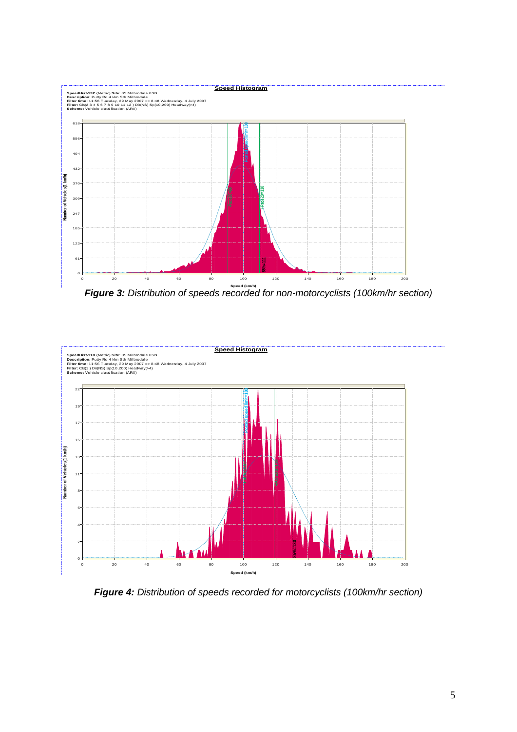**Speed Histogram**

**SpeedHist-132** (Metric) **Site:** 05.Milbrodale.0SN
**Description:** Putty Rd 4 km Sth Milbrodale
**Filter time:** 11:56 Tuesday, 29 May 2007 => 8:48 Wednesday, 4 July 2007
**Filter:** Cls(2 3 4 5 6 7 8 9 10 11 12 ) Dir(NS) Sp(10,200) Headway(>4)
**Scheme:** Vehicle classification (ARX)

***Figure 3:*** *Distribution of speeds recorded for non-motorcyclists (100km/hr section)*

**Speed Histogram**

**SpeedHist-118** (Metric) **Site:** 05.Milbrodale.0SN
**Description:** Putty Rd 4 km Sth Milbrodale
**Filter time:** 11:56 Tuesday, 29 May 2007 => 8:48 Wednesday, 4 July 2007
**Filter:** Cls(1 ) Dir(NS) Sp(10,200) Headway(>4)
**Scheme:** Vehicle classification (ARX)

***Figure 4:*** *Distribution of speeds recorded for motorcyclists (100km/hr section)*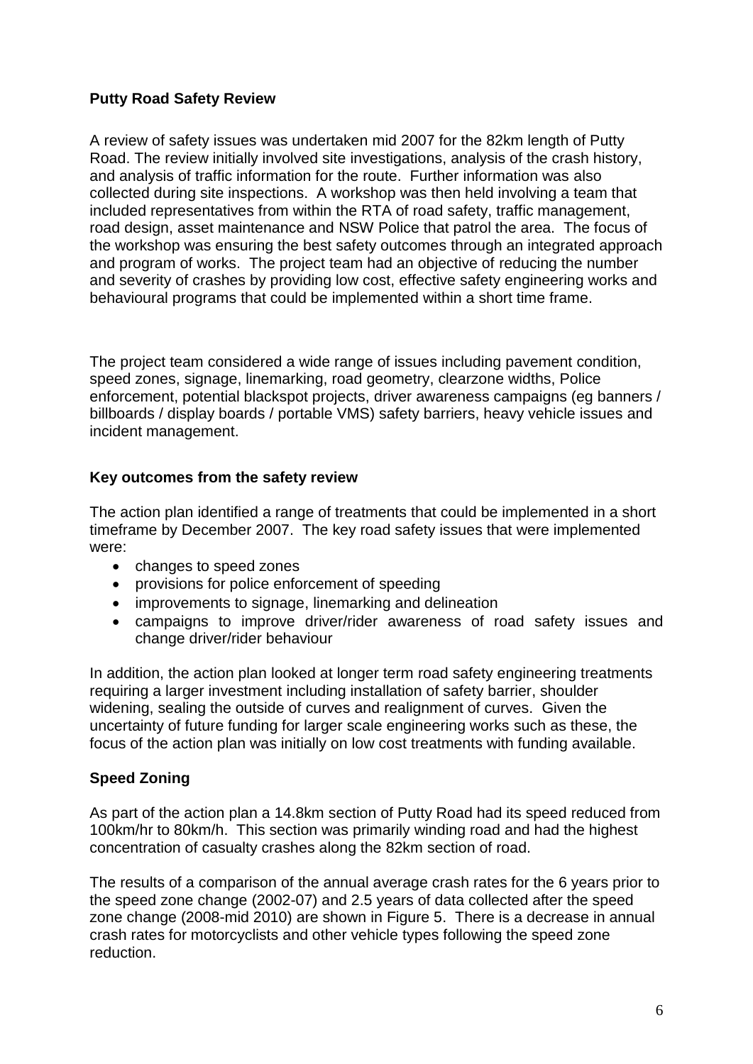**Putty Road Safety Review**

A review of safety issues was undertaken mid 2007 for the 82km length of Putty Road. The review initially involved site investigations, analysis of the crash history, and analysis of traffic information for the route. Further information was also collected during site inspections. A workshop was then held involving a team that included representatives from within the RTA of road safety, traffic management, road design, asset maintenance and NSW Police that patrol the area. The focus of the workshop was ensuring the best safety outcomes through an integrated approach and program of works. The project team had an objective of reducing the number and severity of crashes by providing low cost, effective safety engineering works and behavioural programs that could be implemented within a short time frame.

The project team considered a wide range of issues including pavement condition, speed zones, signage, linemarking, road geometry, clearzone widths, Police enforcement, potential blackspot projects, driver awareness campaigns (eg banners / billboards / display boards / portable VMS) safety barriers, heavy vehicle issues and incident management.

**Key outcomes from the safety review**

The action plan identified a range of treatments that could be implemented in a short timeframe by December 2007. The key road safety issues that were implemented were:

- changes to speed zones
- provisions for police enforcement of speeding
- improvements to signage, linemarking and delineation
- campaigns to improve driver/rider awareness of road safety issues and change driver/rider behaviour

In addition, the action plan looked at longer term road safety engineering treatments requiring a larger investment including installation of safety barrier, shoulder widening, sealing the outside of curves and realignment of curves. Given the uncertainty of future funding for larger scale engineering works such as these, the focus of the action plan was initially on low cost treatments with funding available.

**Speed Zoning**

As part of the action plan a 14.8km section of Putty Road had its speed reduced from 100km/hr to 80km/h. This section was primarily winding road and had the highest concentration of casualty crashes along the 82km section of road.

The results of a comparison of the annual average crash rates for the 6 years prior to the speed zone change (2002-07) and 2.5 years of data collected after the speed zone change (2008-mid 2010) are shown in Figure 5. There is a decrease in annual crash rates for motorcyclists and other vehicle types following the speed zone reduction.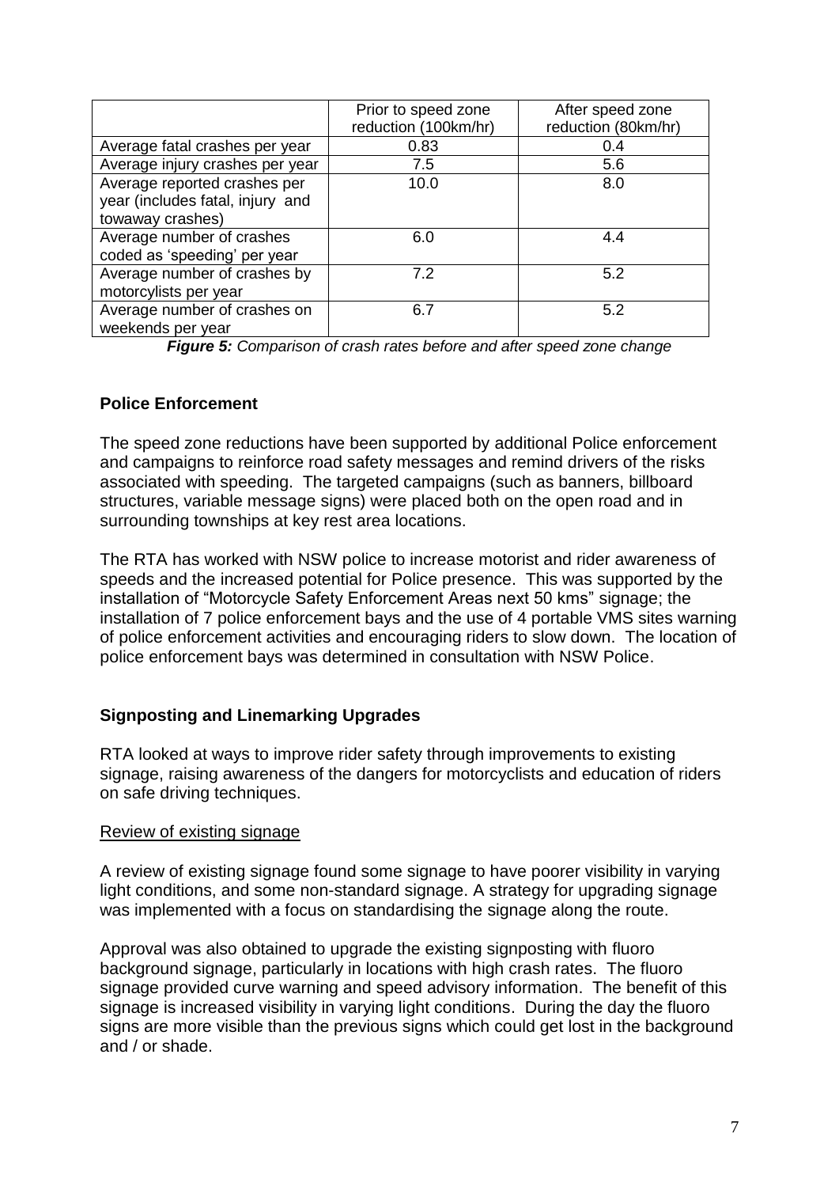| | Prior to speed zone reduction (100km/hr) | After speed zone reduction (80km/hr) |
|---|---|---|
| Average fatal crashes per year | 0.83 | 0.4 |
| Average injury crashes per year | 7.5 | 5.6 |
| Average reported crashes per year (includes fatal, injury and towaway crashes) | 10.0 | 8.0 |
| Average number of crashes coded as 'speeding' per year | 6.0 | 4.4 |
| Average number of crashes by motorcylists per year | 7.2 | 5.2 |
| Average number of crashes on weekends per year | 6.7 | 5.2 |

***Figure 5:*** *Comparison of crash rates before and after speed zone change*

## Police Enforcement

The speed zone reductions have been supported by additional Police enforcement and campaigns to reinforce road safety messages and remind drivers of the risks associated with speeding. The targeted campaigns (such as banners, billboard structures, variable message signs) were placed both on the open road and in surrounding townships at key rest area locations.

The RTA has worked with NSW police to increase motorist and rider awareness of speeds and the increased potential for Police presence. This was supported by the installation of "Motorcycle Safety Enforcement Areas next 50 kms" signage; the installation of 7 police enforcement bays and the use of 4 portable VMS sites warning of police enforcement activities and encouraging riders to slow down. The location of police enforcement bays was determined in consultation with NSW Police.

## Signposting and Linemarking Upgrades

RTA looked at ways to improve rider safety through improvements to existing signage, raising awareness of the dangers for motorcyclists and education of riders on safe driving techniques.

<u>Review of existing signage</u>

A review of existing signage found some signage to have poorer visibility in varying light conditions, and some non-standard signage. A strategy for upgrading signage was implemented with a focus on standardising the signage along the route.

Approval was also obtained to upgrade the existing signposting with fluoro background signage, particularly in locations with high crash rates. The fluoro signage provided curve warning and speed advisory information. The benefit of this signage is increased visibility in varying light conditions. During the day the fluoro signs are more visible than the previous signs which could get lost in the background and / or shade.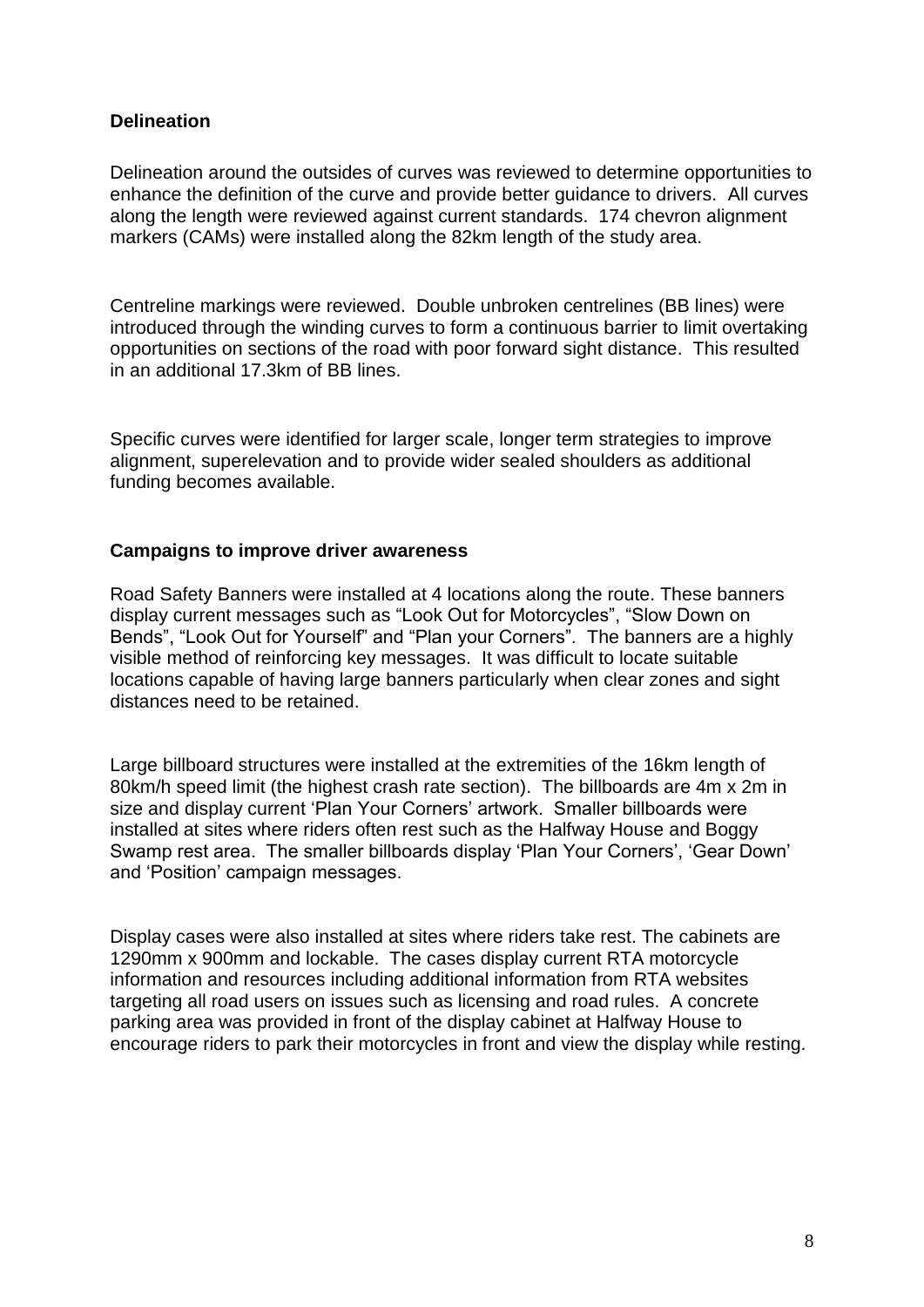**Delineation**

Delineation around the outsides of curves was reviewed to determine opportunities to enhance the definition of the curve and provide better guidance to drivers. All curves along the length were reviewed against current standards. 174 chevron alignment markers (CAMs) were installed along the 82km length of the study area.

Centreline markings were reviewed. Double unbroken centrelines (BB lines) were introduced through the winding curves to form a continuous barrier to limit overtaking opportunities on sections of the road with poor forward sight distance. This resulted in an additional 17.3km of BB lines.

Specific curves were identified for larger scale, longer term strategies to improve alignment, superelevation and to provide wider sealed shoulders as additional funding becomes available.

**Campaigns to improve driver awareness**

Road Safety Banners were installed at 4 locations along the route. These banners display current messages such as "Look Out for Motorcycles", "Slow Down on Bends", "Look Out for Yourself" and "Plan your Corners". The banners are a highly visible method of reinforcing key messages. It was difficult to locate suitable locations capable of having large banners particularly when clear zones and sight distances need to be retained.

Large billboard structures were installed at the extremities of the 16km length of 80km/h speed limit (the highest crash rate section). The billboards are 4m x 2m in size and display current 'Plan Your Corners' artwork. Smaller billboards were installed at sites where riders often rest such as the Halfway House and Boggy Swamp rest area. The smaller billboards display 'Plan Your Corners', 'Gear Down' and 'Position' campaign messages.

Display cases were also installed at sites where riders take rest. The cabinets are 1290mm x 900mm and lockable. The cases display current RTA motorcycle information and resources including additional information from RTA websites targeting all road users on issues such as licensing and road rules. A concrete parking area was provided in front of the display cabinet at Halfway House to encourage riders to park their motorcycles in front and view the display while resting.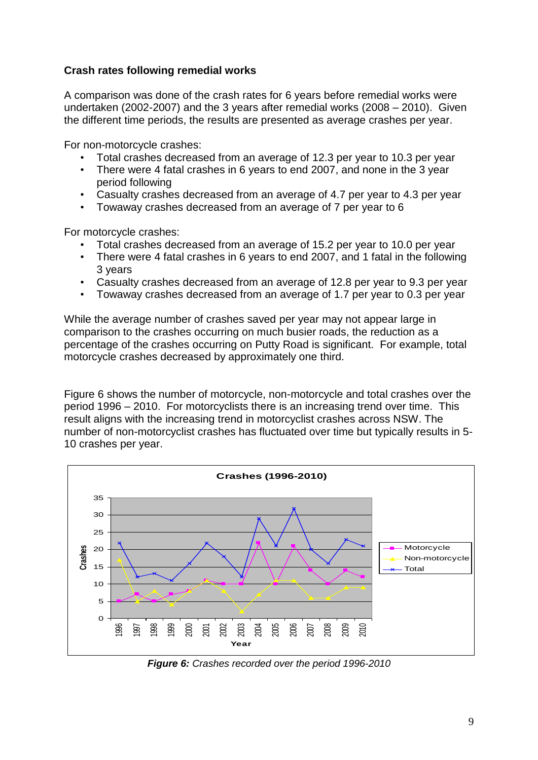**Crash rates following remedial works**

A comparison was done of the crash rates for 6 years before remedial works were undertaken (2002-2007) and the 3 years after remedial works (2008 – 2010). Given the different time periods, the results are presented as average crashes per year.

For non-motorcycle crashes:

- Total crashes decreased from an average of 12.3 per year to 10.3 per year
- There were 4 fatal crashes in 6 years to end 2007, and none in the 3 year period following
- Casualty crashes decreased from an average of 4.7 per year to 4.3 per year
- Towaway crashes decreased from an average of 7 per year to 6

For motorcycle crashes:

- Total crashes decreased from an average of 15.2 per year to 10.0 per year
- There were 4 fatal crashes in 6 years to end 2007, and 1 fatal in the following 3 years
- Casualty crashes decreased from an average of 12.8 per year to 9.3 per year
- Towaway crashes decreased from an average of 1.7 per year to 0.3 per year

While the average number of crashes saved per year may not appear large in comparison to the crashes occurring on much busier roads, the reduction as a percentage of the crashes occurring on Putty Road is significant. For example, total motorcycle crashes decreased by approximately one third.

Figure 6 shows the number of motorcycle, non-motorcycle and total crashes over the period 1996 – 2010. For motorcyclists there is an increasing trend over time. This result aligns with the increasing trend in motorcyclist crashes across NSW. The number of non-motorcyclist crashes has fluctuated over time but typically results in 5-10 crashes per year.

***Figure 6:*** *Crashes recorded over the period 1996-2010*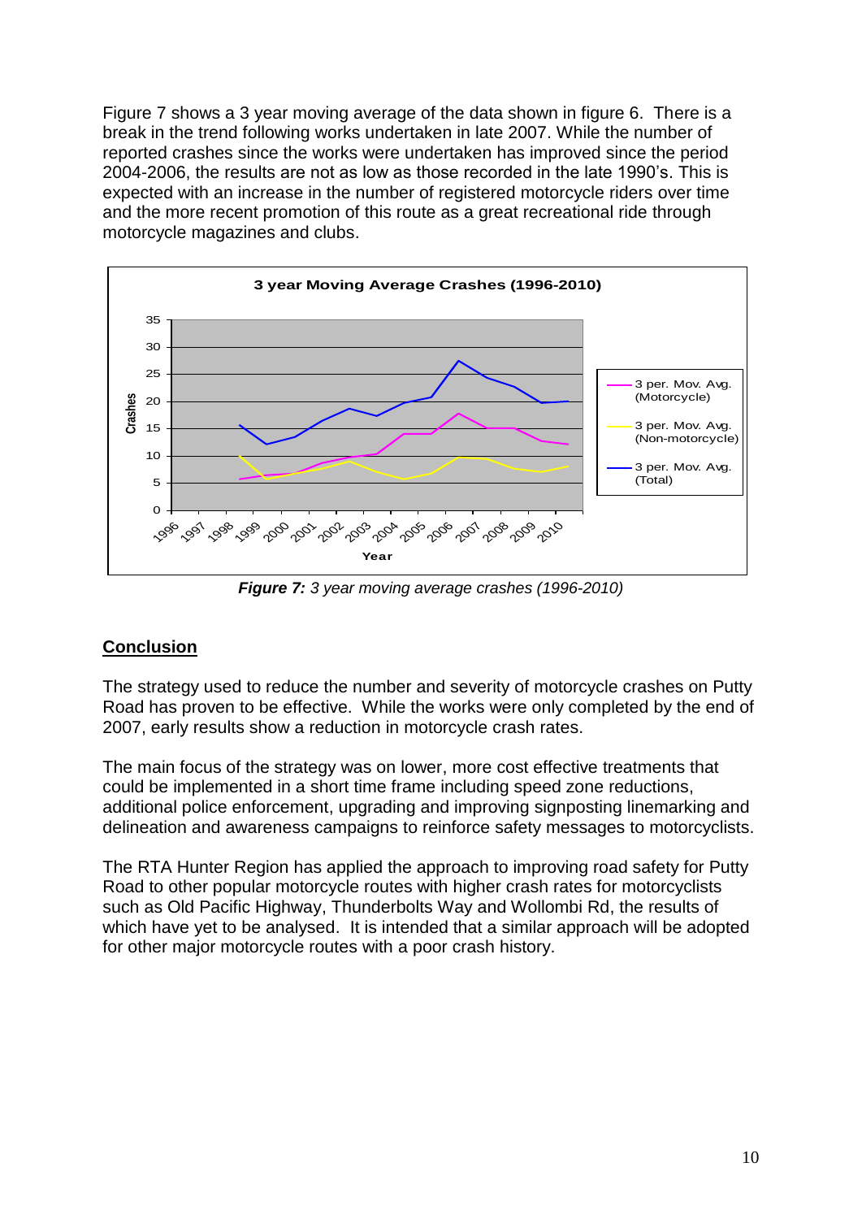Figure 7 shows a 3 year moving average of the data shown in figure 6. There is a break in the trend following works undertaken in late 2007. While the number of reported crashes since the works were undertaken has improved since the period 2004-2006, the results are not as low as those recorded in the late 1990's. This is expected with an increase in the number of registered motorcycle riders over time and the more recent promotion of this route as a great recreational ride through motorcycle magazines and clubs.

3 year Moving Average Crashes (1996-2010)

Crashes

35
30
25
20
15
10
5
0

1996 1997 1998 1999 2000 2001 2002 2003 2004 2005 2006 2007 2008 2009 2010

Year

3 per. Mov. Avg. (Motorcycle)
3 per. Mov. Avg. (Non-motorcycle)
3 per. Mov. Avg. (Total)

***Figure 7:*** *3 year moving average crashes (1996-2010)*

## Conclusion

The strategy used to reduce the number and severity of motorcycle crashes on Putty Road has proven to be effective. While the works were only completed by the end of 2007, early results show a reduction in motorcycle crash rates.

The main focus of the strategy was on lower, more cost effective treatments that could be implemented in a short time frame including speed zone reductions, additional police enforcement, upgrading and improving signposting linemarking and delineation and awareness campaigns to reinforce safety messages to motorcyclists.

The RTA Hunter Region has applied the approach to improving road safety for Putty Road to other popular motorcycle routes with higher crash rates for motorcyclists such as Old Pacific Highway, Thunderbolts Way and Wollombi Rd, the results of which have yet to be analysed. It is intended that a similar approach will be adopted for other major motorcycle routes with a poor crash history.